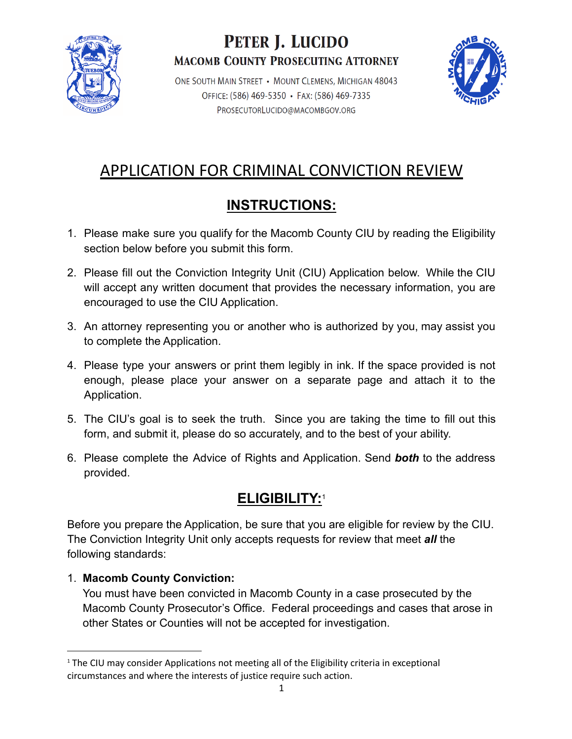# PETER J. LUCIDO

## MACOMB COUNTY PROSECUTING ATTORNEY

ONE SOUTH MAIN STREET • MOUNT CLEMENS, MICHIGAN 48043
OFFICE: (586) 469-5350 • FAX: (586) 469-7335
PROSECUTORLUCIDO@MACOMBGOV.ORG

# APPLICATION FOR CRIMINAL CONVICTION REVIEW

## INSTRUCTIONS:

1. Please make sure you qualify for the Macomb County CIU by reading the Eligibility section below before you submit this form.
2. Please fill out the Conviction Integrity Unit (CIU) Application below. While the CIU will accept any written document that provides the necessary information, you are encouraged to use the CIU Application.
3. An attorney representing you or another who is authorized by you, may assist you to complete the Application.
4. Please type your answers or print them legibly in ink. If the space provided is not enough, please place your answer on a separate page and attach it to the Application.
5. The CIU's goal is to seek the truth. Since you are taking the time to fill out this form, and submit it, please do so accurately, and to the best of your ability.
6. Please complete the Advice of Rights and Application. Send ***both*** to the address provided.

## ELIGIBILITY:[1]

Before you prepare the Application, be sure that you are eligible for review by the CIU. The Conviction Integrity Unit only accepts requests for review that meet ***all*** the following standards:

1. **Macomb County Conviction:**
   You must have been convicted in Macomb County in a case prosecuted by the Macomb County Prosecutor's Office. Federal proceedings and cases that arose in other States or Counties will not be accepted for investigation.

---

[1] The CIU may consider Applications not meeting all of the Eligibility criteria in exceptional circumstances and where the interests of justice require such action.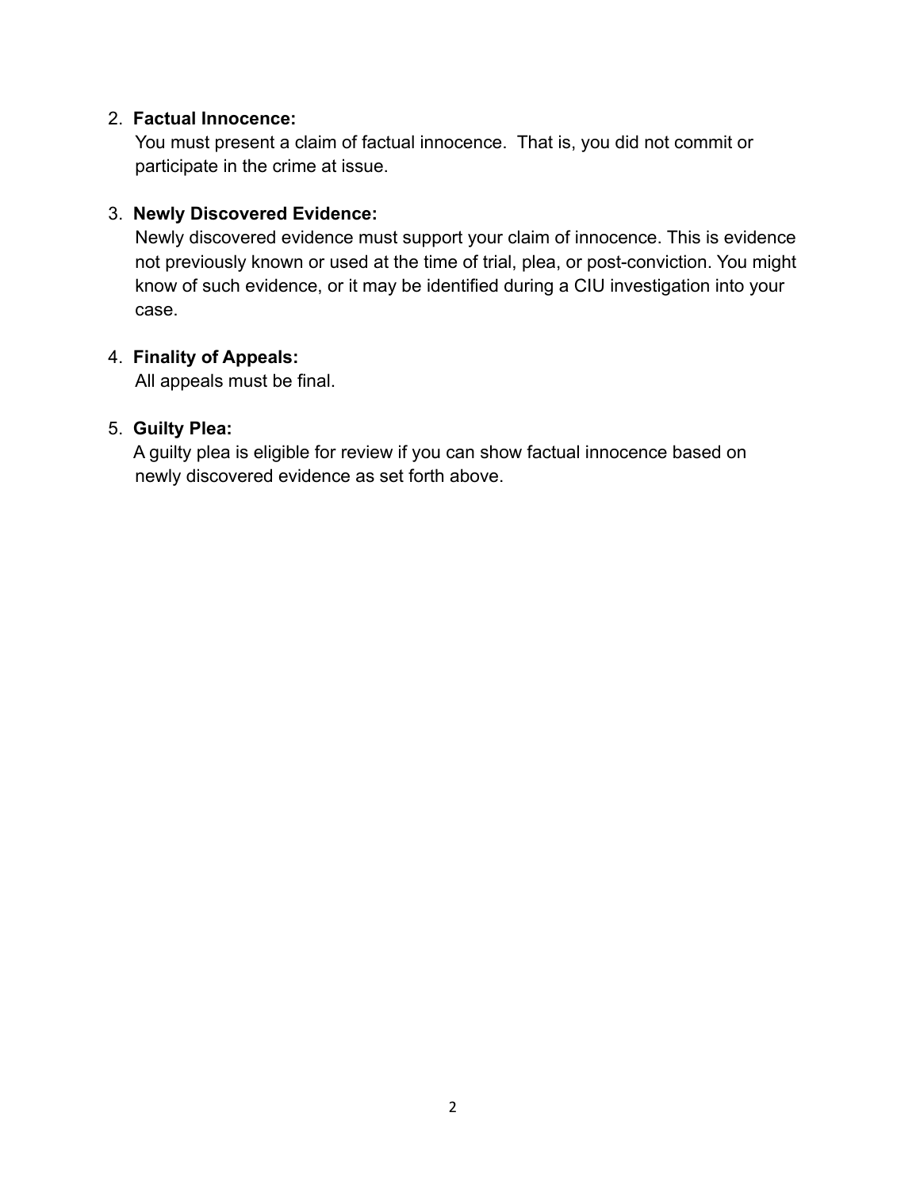2. **Factual Innocence:**
   You must present a claim of factual innocence. That is, you did not commit or participate in the crime at issue.

3. **Newly Discovered Evidence:**
   Newly discovered evidence must support your claim of innocence. This is evidence not previously known or used at the time of trial, plea, or post-conviction. You might know of such evidence, or it may be identified during a CIU investigation into your case.

4. **Finality of Appeals:**
   All appeals must be final.

5. **Guilty Plea:**
   A guilty plea is eligible for review if you can show factual innocence based on newly discovered evidence as set forth above.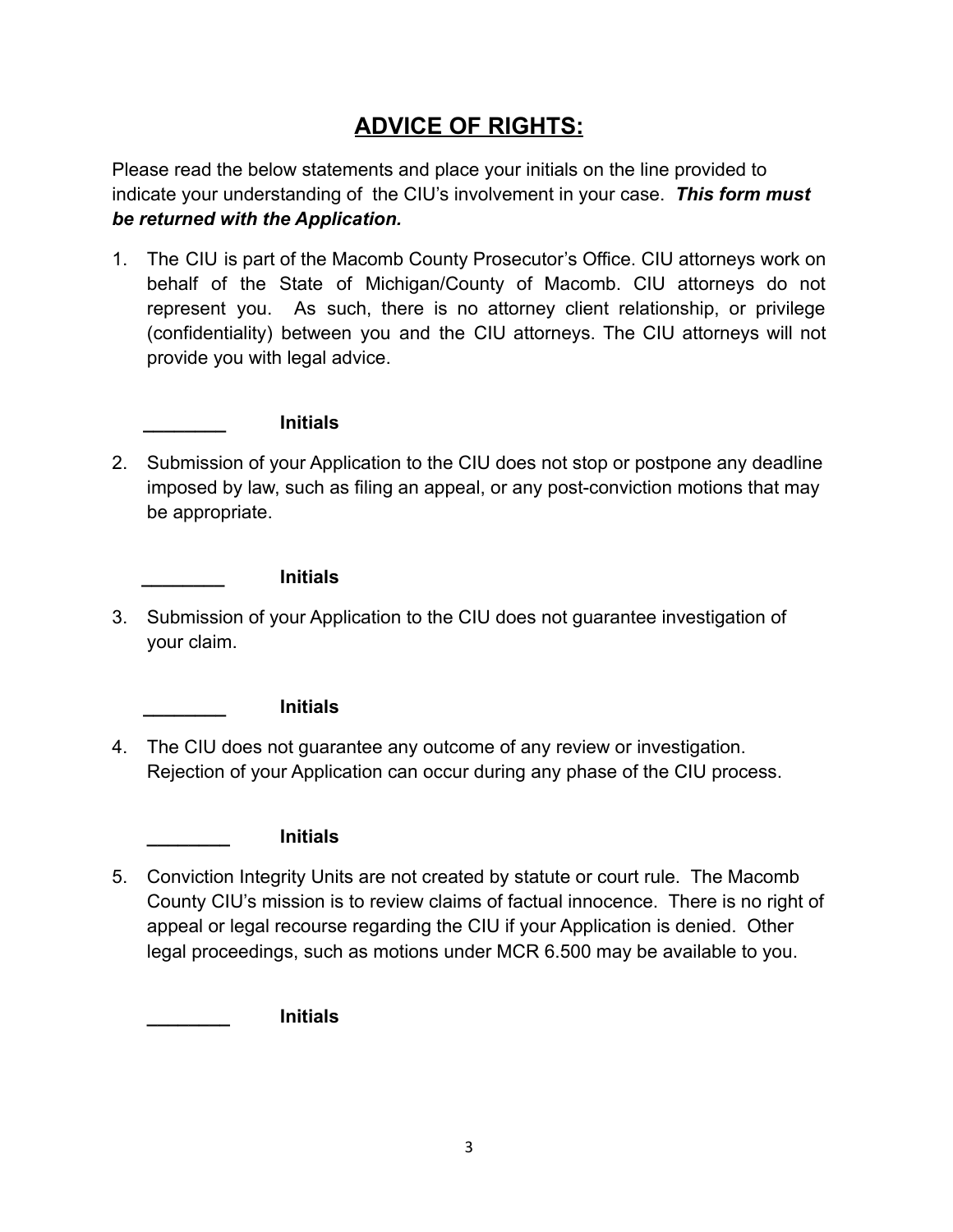# ADVICE OF RIGHTS:

Please read the below statements and place your initials on the line provided to indicate your understanding of the CIU's involvement in your case. ***This form must be returned with the Application.***

1. The CIU is part of the Macomb County Prosecutor's Office. CIU attorneys work on behalf of the State of Michigan/County of Macomb. CIU attorneys do not represent you. As such, there is no attorney client relationship, or privilege (confidentiality) between you and the CIU attorneys. The CIU attorneys will not provide you with legal advice.

   ________ **Initials**

2. Submission of your Application to the CIU does not stop or postpone any deadline imposed by law, such as filing an appeal, or any post-conviction motions that may be appropriate.

   ________ **Initials**

3. Submission of your Application to the CIU does not guarantee investigation of your claim.

   ________ **Initials**

4. The CIU does not guarantee any outcome of any review or investigation. Rejection of your Application can occur during any phase of the CIU process.

   ________ **Initials**

5. Conviction Integrity Units are not created by statute or court rule. The Macomb County CIU's mission is to review claims of factual innocence. There is no right of appeal or legal recourse regarding the CIU if your Application is denied. Other legal proceedings, such as motions under MCR 6.500 may be available to you.

   ________ **Initials**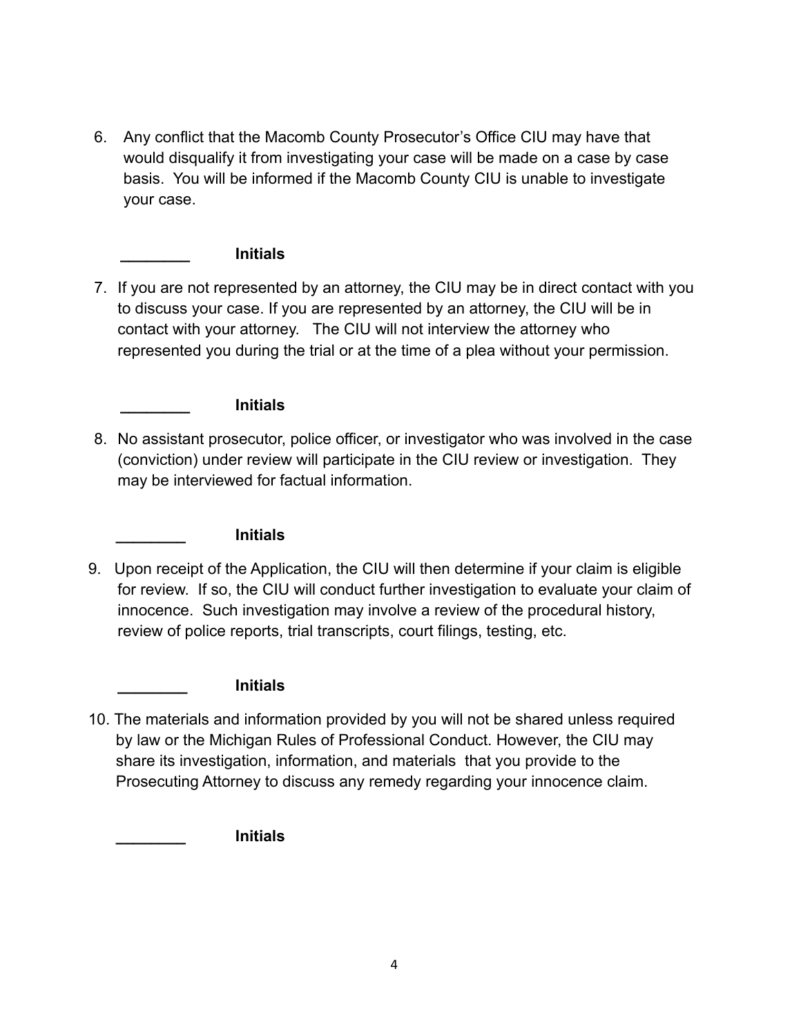6. Any conflict that the Macomb County Prosecutor's Office CIU may have that would disqualify it from investigating your case will be made on a case by case basis. You will be informed if the Macomb County CIU is unable to investigate your case.

   ________ **Initials**

7. If you are not represented by an attorney, the CIU may be in direct contact with you to discuss your case. If you are represented by an attorney, the CIU will be in contact with your attorney. The CIU will not interview the attorney who represented you during the trial or at the time of a plea without your permission.

   ________ **Initials**

8. No assistant prosecutor, police officer, or investigator who was involved in the case (conviction) under review will participate in the CIU review or investigation. They may be interviewed for factual information.

   ________ **Initials**

9. Upon receipt of the Application, the CIU will then determine if your claim is eligible for review. If so, the CIU will conduct further investigation to evaluate your claim of innocence. Such investigation may involve a review of the procedural history, review of police reports, trial transcripts, court filings, testing, etc.

   ________ **Initials**

10. The materials and information provided by you will not be shared unless required by law or the Michigan Rules of Professional Conduct. However, the CIU may share its investigation, information, and materials that you provide to the Prosecuting Attorney to discuss any remedy regarding your innocence claim.

    ________ **Initials**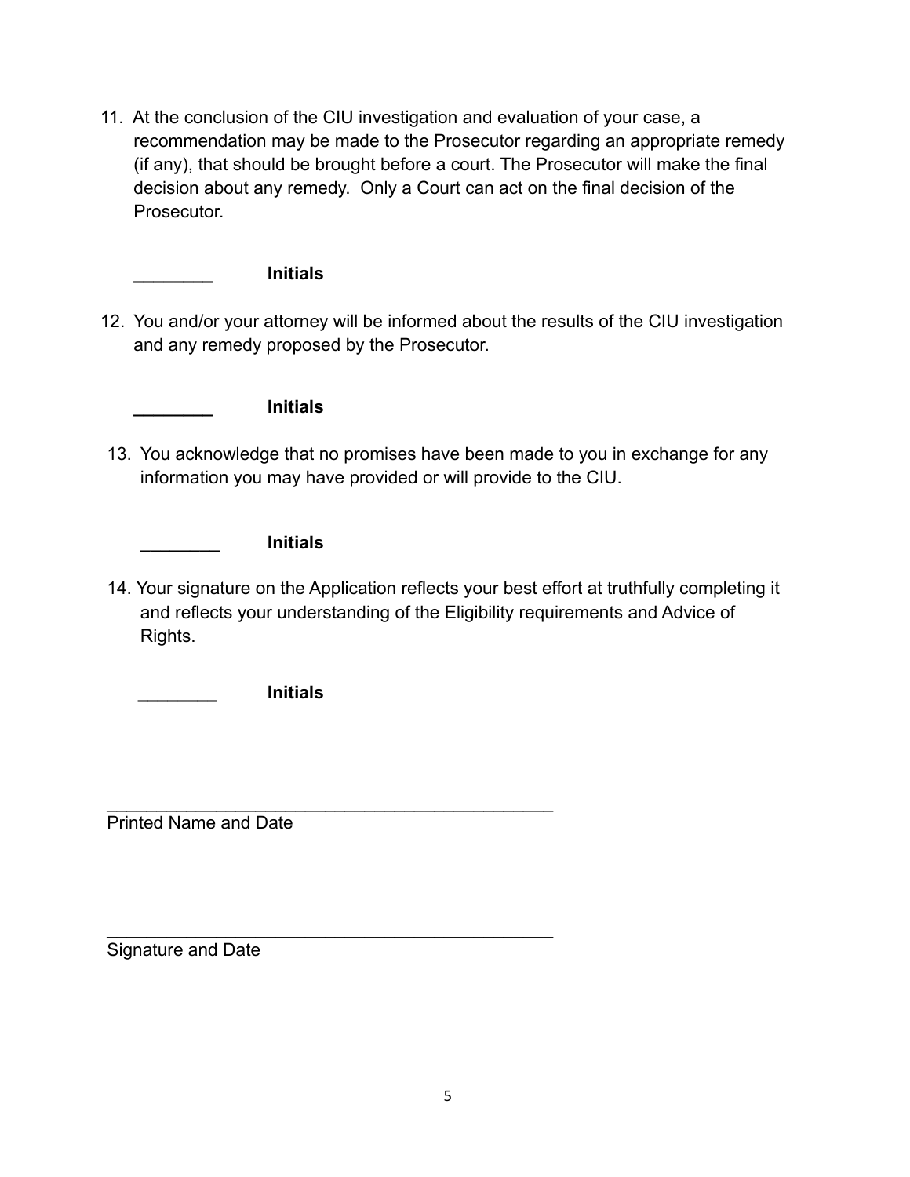11. At the conclusion of the CIU investigation and evaluation of your case, a recommendation may be made to the Prosecutor regarding an appropriate remedy (if any), that should be brought before a court. The Prosecutor will make the final decision about any remedy. Only a Court can act on the final decision of the Prosecutor.

    ________ **Initials**

12. You and/or your attorney will be informed about the results of the CIU investigation and any remedy proposed by the Prosecutor.

    ________ **Initials**

13. You acknowledge that no promises have been made to you in exchange for any information you may have provided or will provide to the CIU.

    ________ **Initials**

14. Your signature on the Application reflects your best effort at truthfully completing it and reflects your understanding of the Eligibility requirements and Advice of Rights.

    ________ **Initials**

_______________________________________________
Printed Name and Date

_______________________________________________
Signature and Date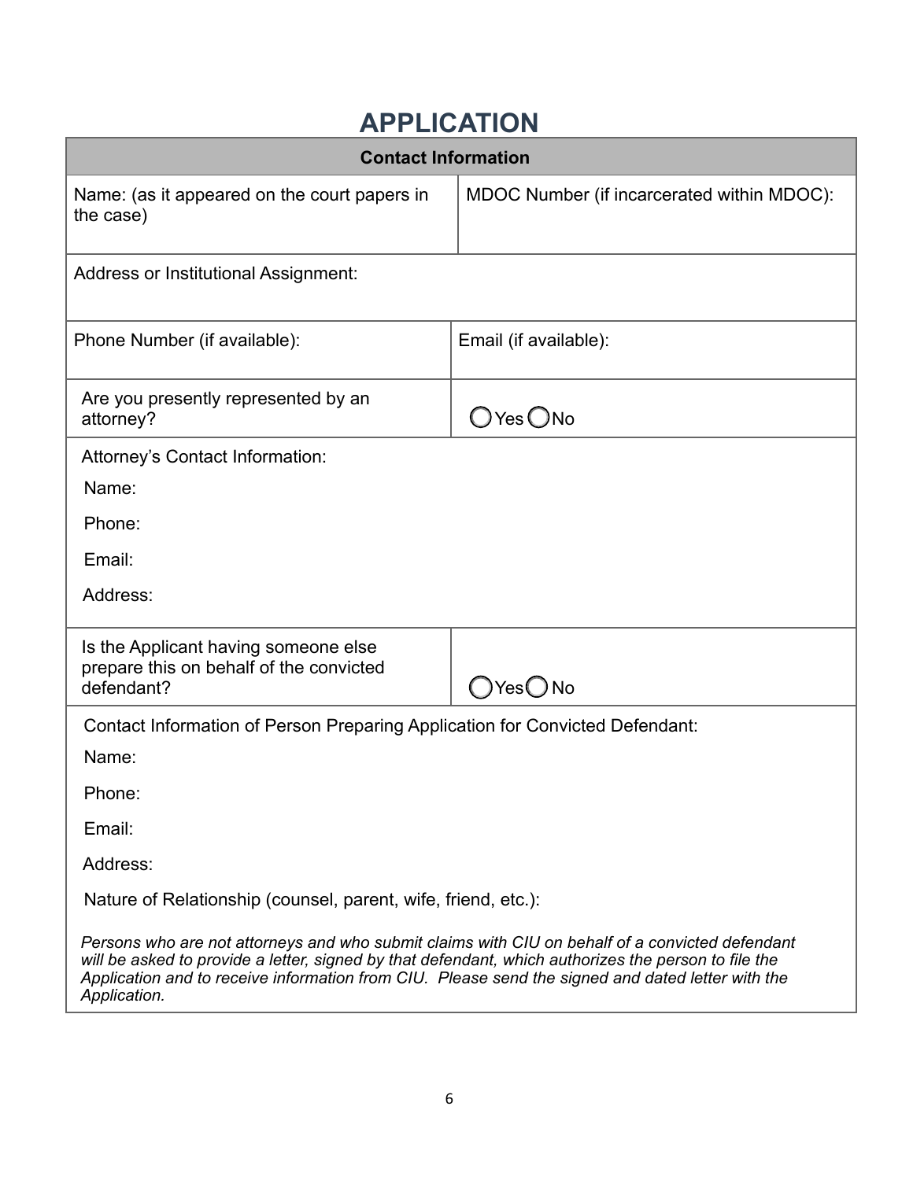# APPLICATION

| Contact Information | |
|---|---|
| Name: (as it appeared on the court papers in the case) | MDOC Number (if incarcerated within MDOC): |
| Address or Institutional Assignment: | |
| Phone Number (if available): | Email (if available): |
| Are you presently represented by an attorney? | ◯ Yes ◯ No |
| Attorney's Contact Information:<br>Name:<br>Phone:<br>Email:<br>Address: | |
| Is the Applicant having someone else prepare this on behalf of the convicted defendant? | ◯ Yes ◯ No |
| Contact Information of Person Preparing Application for Convicted Defendant:<br>Name:<br>Phone:<br>Email:<br>Address:<br>Nature of Relationship (counsel, parent, wife, friend, etc.):<br>*Persons who are not attorneys and who submit claims with CIU on behalf of a convicted defendant will be asked to provide a letter, signed by that defendant, which authorizes the person to file the Application and to receive information from CIU. Please send the signed and dated letter with the Application.* | |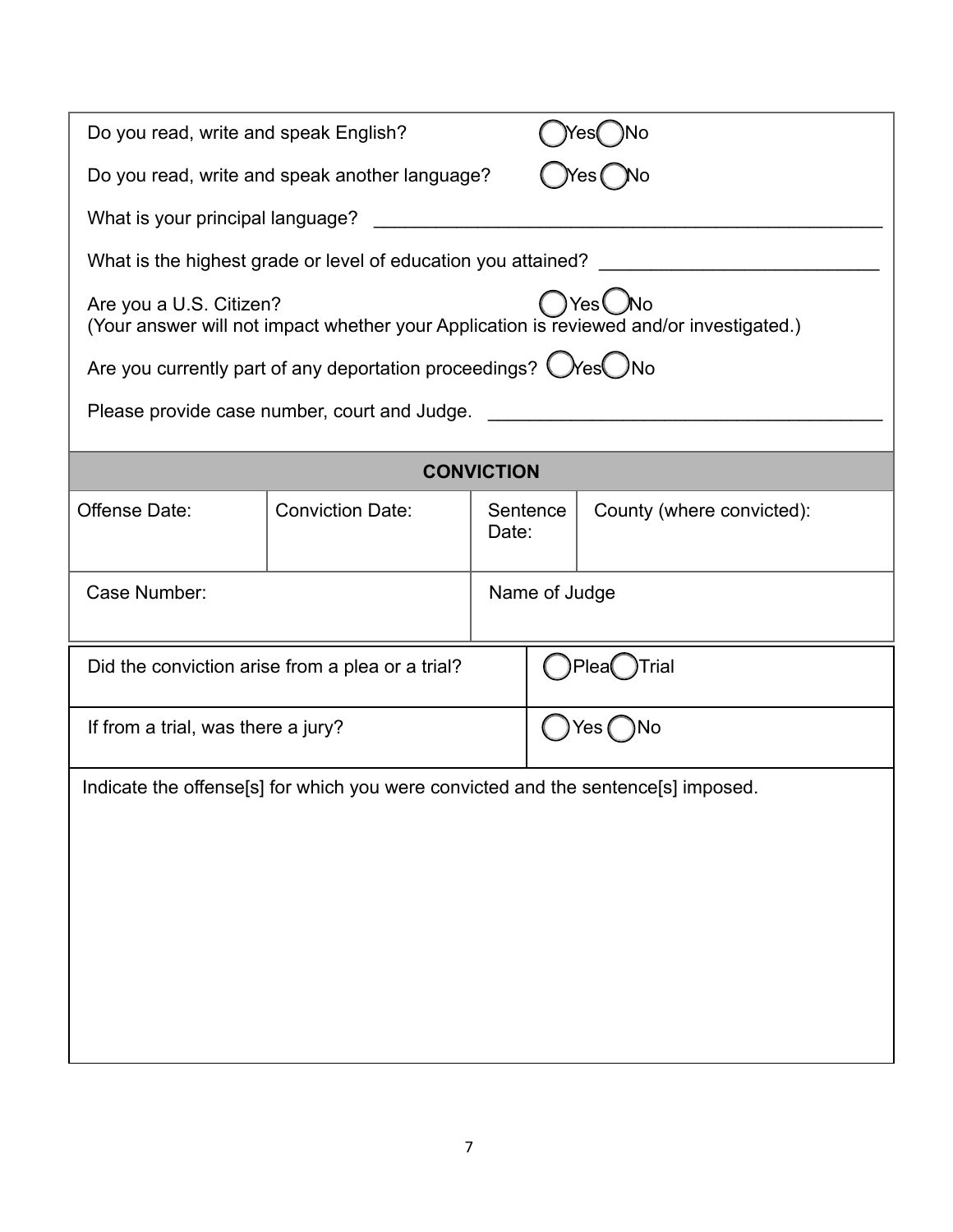Do you read, write and speak English? ◯ Yes ◯ No

Do you read, write and speak another language? ◯ Yes ◯ No

What is your principal language? ___________________________________________________

What is the highest grade or level of education you attained? ___________________________

Are you a U.S. Citizen? ◯ Yes ◯ No
(Your answer will not impact whether your Application is reviewed and/or investigated.)

Are you currently part of any deportation proceedings? ◯ Yes ◯ No

Please provide case number, court and Judge. ______________________________________

## CONVICTION

| Offense Date: | Conviction Date: | Sentence Date: | County (where convicted): |
| --- | --- | --- | --- |
| | | | |

| Case Number: | Name of Judge |
| --- | --- |
| | |

| | |
| --- | --- |
| Did the conviction arise from a plea or a trial? | ◯ Plea ◯ Trial |
| If from a trial, was there a jury? | ◯ Yes ◯ No |

Indicate the offense[s] for which you were convicted and the sentence[s] imposed.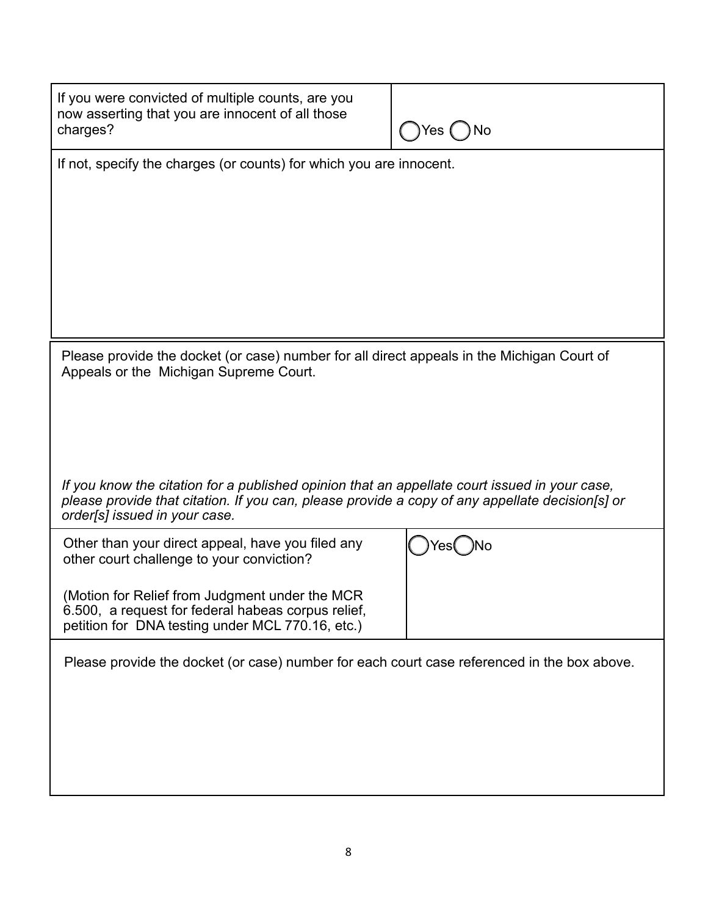| If you were convicted of multiple counts, are you now asserting that you are innocent of all those charges? | ◯ Yes ◯ No |
|---|---|

If not, specify the charges (or counts) for which you are innocent.

Please provide the docket (or case) number for all direct appeals in the Michigan Court of Appeals or the Michigan Supreme Court.

*If you know the citation for a published opinion that an appellate court issued in your case, please provide that citation. If you can, please provide a copy of any appellate decision[s] or order[s] issued in your case.*

| Other than your direct appeal, have you filed any other court challenge to your conviction?<br><br>(Motion for Relief from Judgment under the MCR 6.500, a request for federal habeas corpus relief, petition for DNA testing under MCL 770.16, etc.) | ◯ Yes ◯ No |
|---|---|

Please provide the docket (or case) number for each court case referenced in the box above.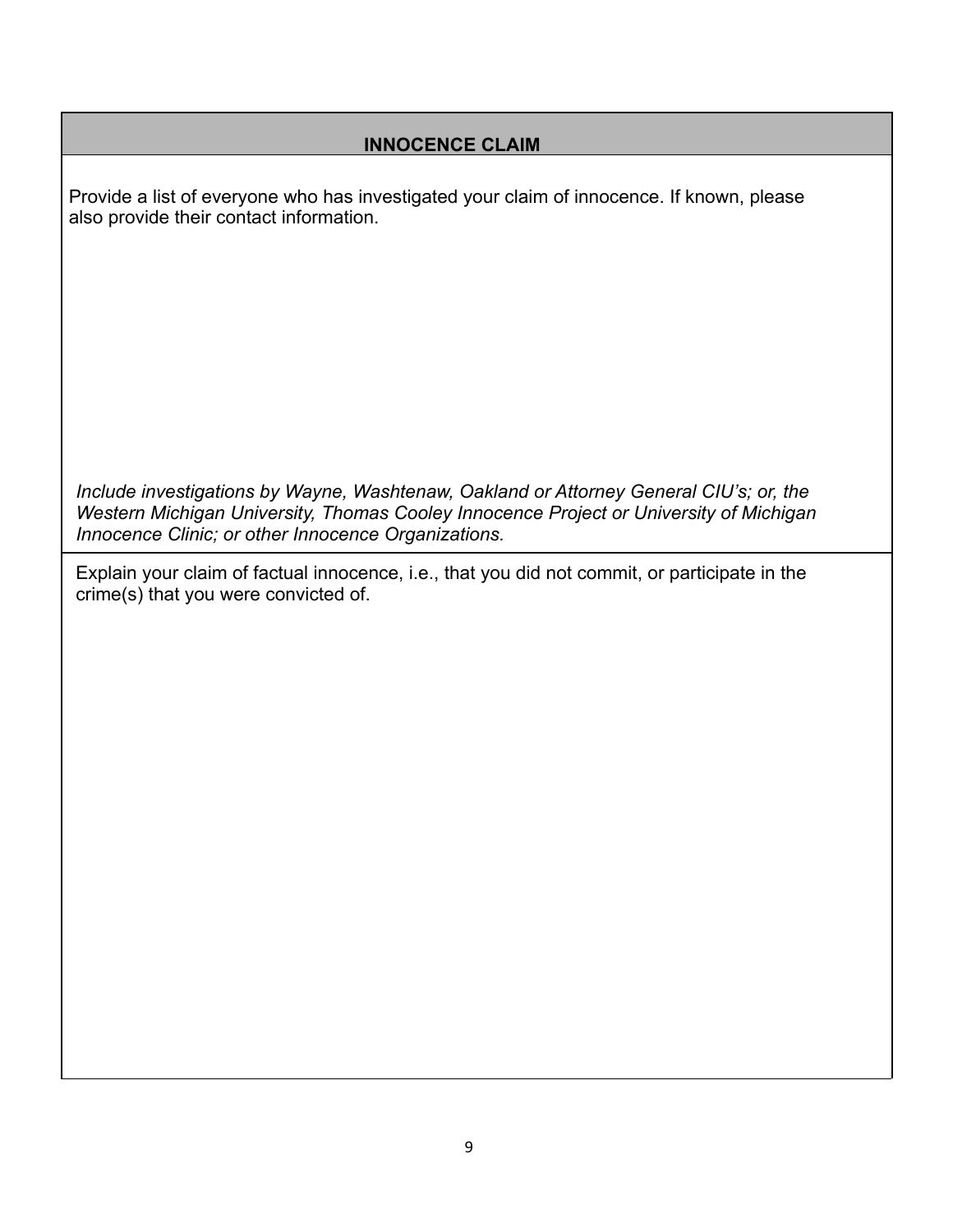## INNOCENCE CLAIM

Provide a list of everyone who has investigated your claim of innocence. If known, please also provide their contact information.

*Include investigations by Wayne, Washtenaw, Oakland or Attorney General CIU's; or, the Western Michigan University, Thomas Cooley Innocence Project or University of Michigan Innocence Clinic; or other Innocence Organizations.*

Explain your claim of factual innocence, i.e., that you did not commit, or participate in the crime(s) that you were convicted of.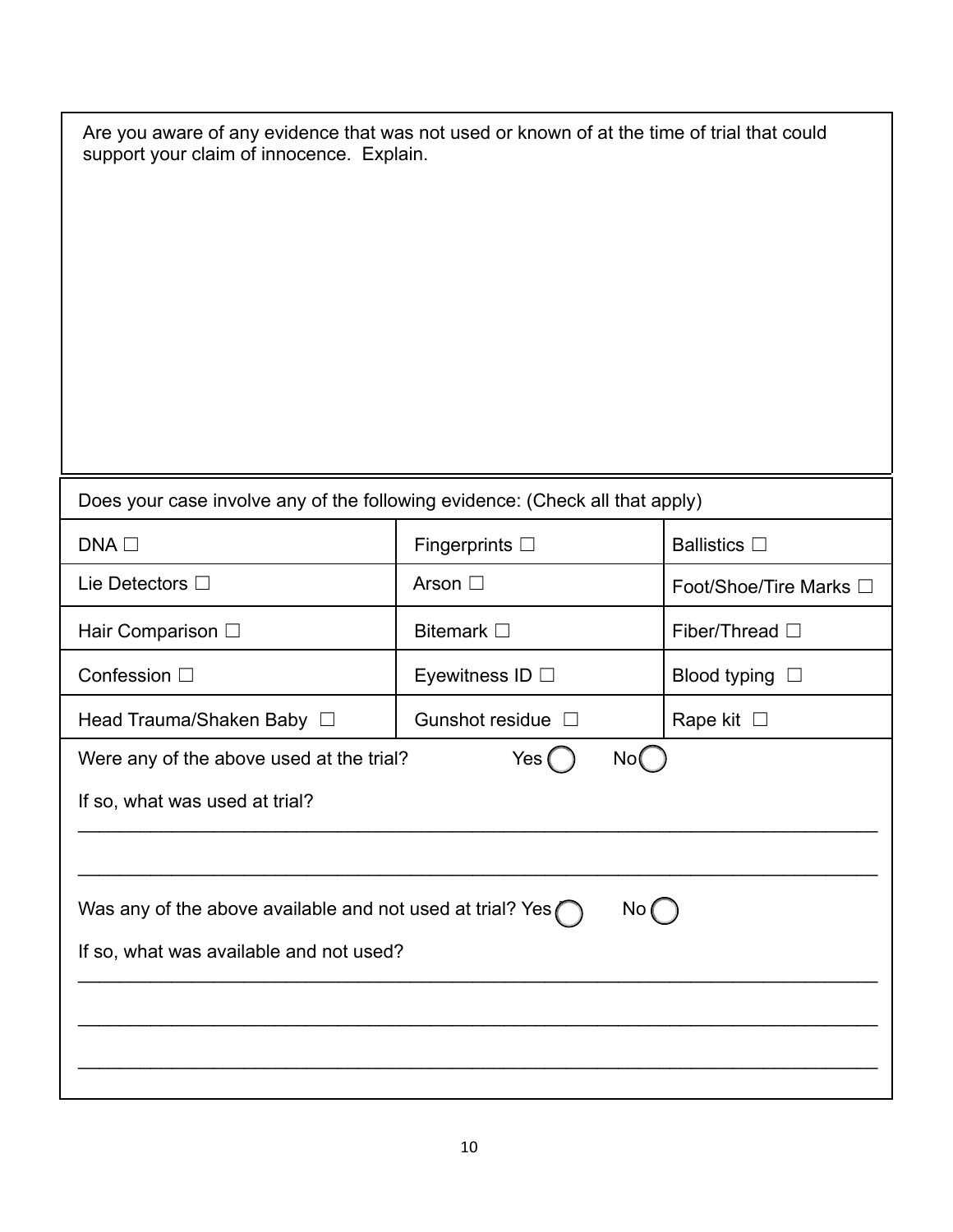Are you aware of any evidence that was not used or known of at the time of trial that could support your claim of innocence. Explain.

Does your case involve any of the following evidence: (Check all that apply)

| | | |
|---|---|---|
| DNA ☐ | Fingerprints ☐ | Ballistics ☐ |
| Lie Detectors ☐ | Arson ☐ | Foot/Shoe/Tire Marks ☐ |
| Hair Comparison ☐ | Bitemark ☐ | Fiber/Thread ☐ |
| Confession ☐ | Eyewitness ID ☐ | Blood typing ☐ |
| Head Trauma/Shaken Baby ☐ | Gunshot residue ☐ | Rape kit ☐ |

Were any of the above used at the trial? Yes ◯ No ◯

If so, what was used at trial?

________________________________________________________________________________

________________________________________________________________________________

Was any of the above available and not used at trial? Yes ◯ No ◯

If so, what was available and not used?

________________________________________________________________________________

________________________________________________________________________________

________________________________________________________________________________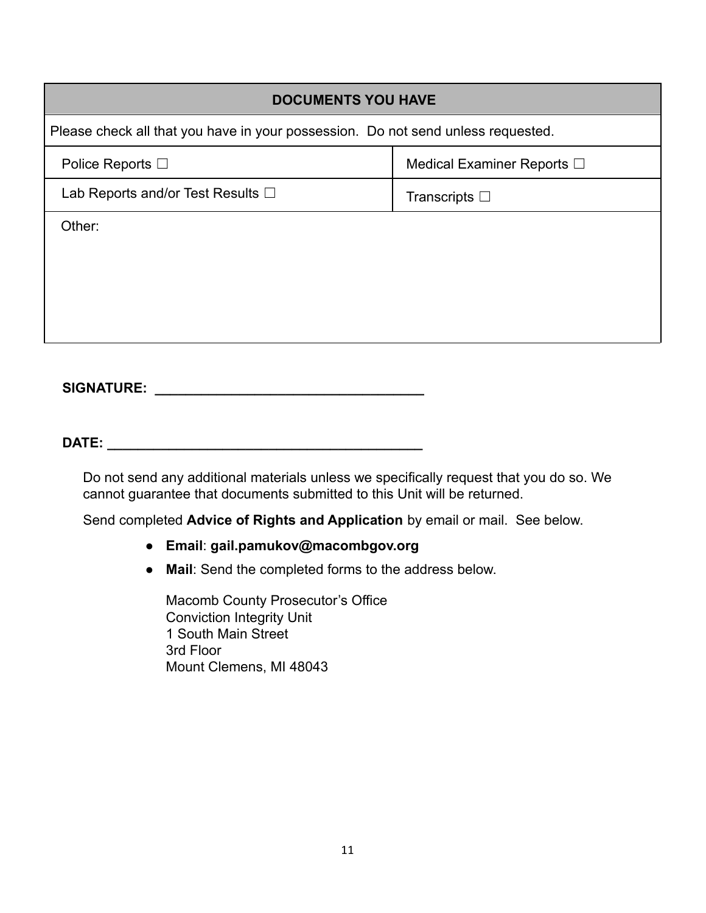| DOCUMENTS YOU HAVE | |
|---|---|
| Please check all that you have in your possession. Do not send unless requested. | |
| Police Reports ☐ | Medical Examiner Reports ☐ |
| Lab Reports and/or Test Results ☐ | Transcripts ☐ |
| Other: | |

**SIGNATURE:** ___________________________________

**DATE:** _________________________________________

Do not send any additional materials unless we specifically request that you do so. We cannot guarantee that documents submitted to this Unit will be returned.

Send completed **Advice of Rights and Application** by email or mail. See below.

- **Email**: **gail.pamukov@macombgov.org**
- **Mail**: Send the completed forms to the address below.

  Macomb County Prosecutor's Office
  Conviction Integrity Unit
  1 South Main Street
  3rd Floor
  Mount Clemens, MI 48043